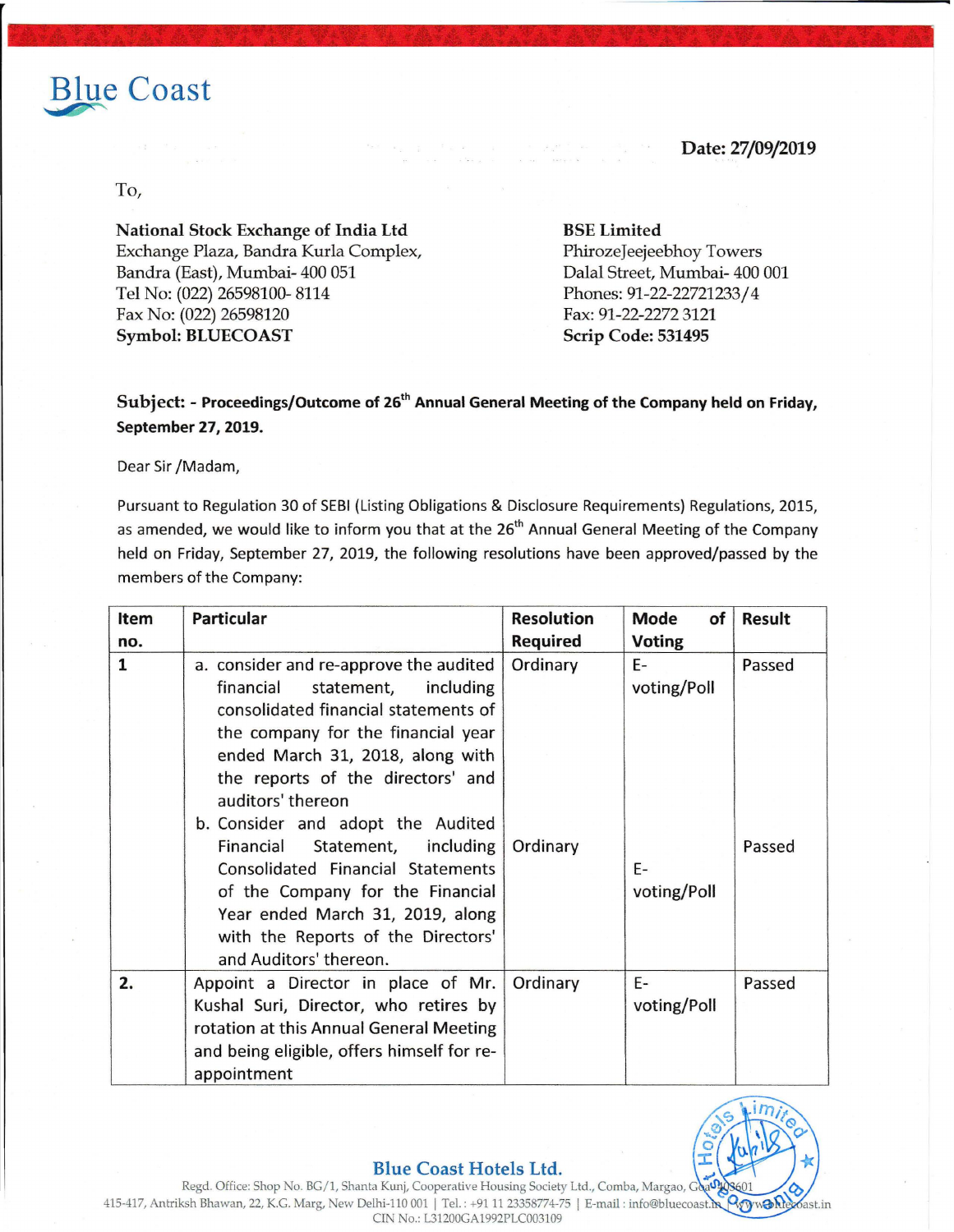Blue Coast

**Date: 27/09/2019**

To,

**National Stock Exchange of India Ltd**
Exchange Plaza, Bandra Kurla Complex,
Bandra (East), Mumbai- 400 051
Tel No: (022) 26598100- 8114
Fax No: (022) 26598120
**Symbol: BLUECOAST**

**BSE Limited**
PhirozeJeejeebhoy Towers
Dalal Street, Mumbai- 400 001
Phones: 91-22-22721233/4
Fax: 91-22-2272 3121
**Scrip Code: 531495**

**Subject: - Proceedings/Outcome of 26th Annual General Meeting of the Company held on Friday, September 27, 2019.**

Dear Sir /Madam,

Pursuant to Regulation 30 of SEBI (Listing Obligations & Disclosure Requirements) Regulations, 2015, as amended, we would like to inform you that at the 26th Annual General Meeting of the Company held on Friday, September 27, 2019, the following resolutions have been approved/passed by the members of the Company:

| Item no. | Particular | Resolution Required | Mode of Voting | Result |
|---|---|---|---|---|
| 1 | a. consider and re-approve the audited financial statement, including consolidated financial statements of the company for the financial year ended March 31, 2018, along with the reports of the directors' and auditors' thereon | Ordinary | E-voting/Poll | Passed |
| | b. Consider and adopt the Audited Financial Statement, including Consolidated Financial Statements of the Company for the Financial Year ended March 31, 2019, along with the Reports of the Directors' and Auditors' thereon. | Ordinary | E-voting/Poll | Passed |
| 2. | Appoint a Director in place of Mr. Kushal Suri, Director, who retires by rotation at this Annual General Meeting and being eligible, offers himself for re-appointment | Ordinary | E-voting/Poll | Passed |

**Blue Coast Hotels Ltd.**
Regd. Office: Shop No. BG/1, Shanta Kunj, Cooperative Housing Society Ltd., Comba, Margao, Goa-403601
415-417, Antriksh Bhawan, 22, K.G. Marg, New Delhi-110 001 | Tel.: +91 11 23358774-75 | E-mail : info@bluecoast.in | www.bluecoast.in
CIN No.: L31200GA1992PLC003109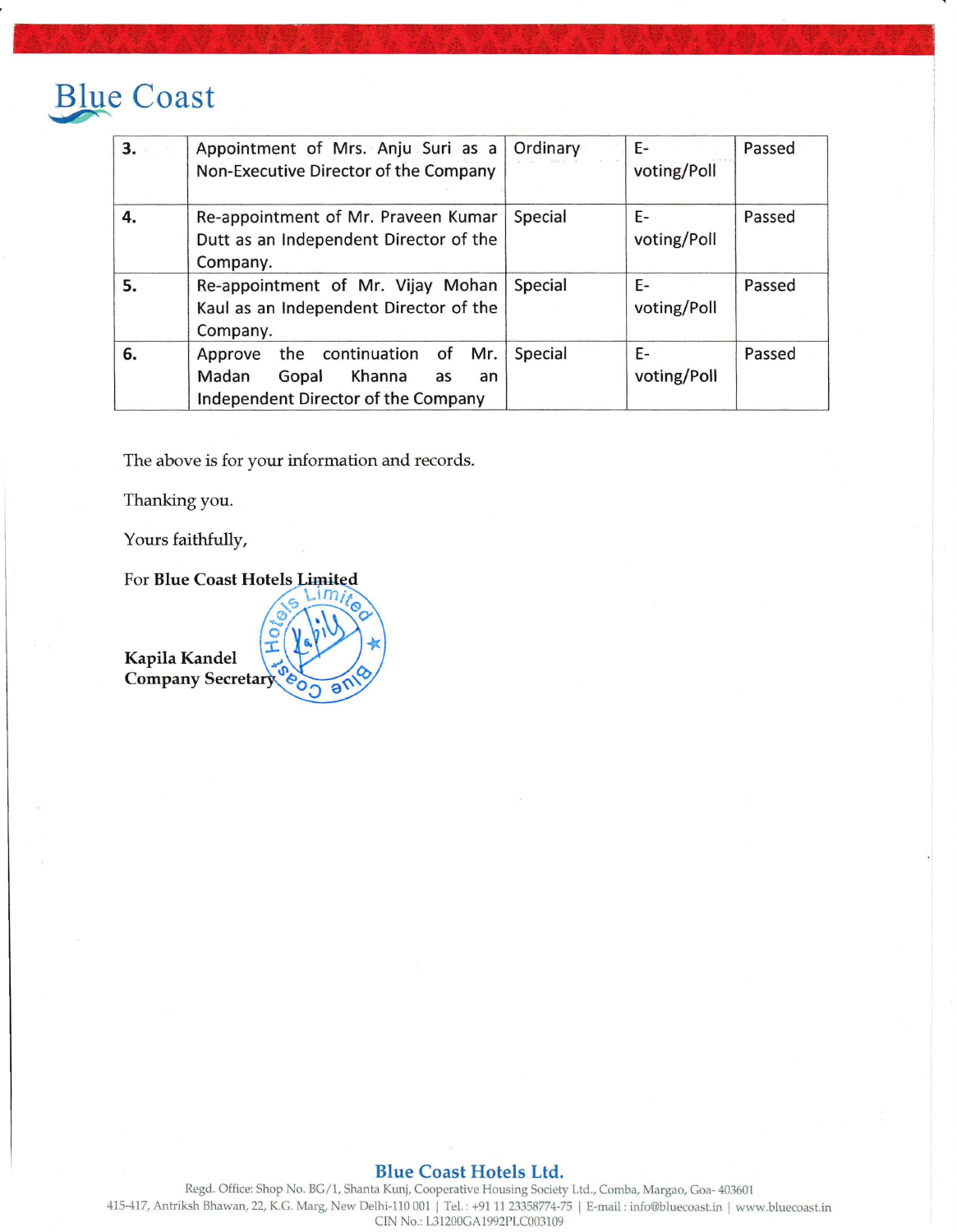Blue Coast

| | | | | |
|---|---|---|---|---|
| **3.** | Appointment of Mrs. Anju Suri as a Non-Executive Director of the Company | Ordinary | E-voting/Poll | Passed |
| **4.** | Re-appointment of Mr. Praveen Kumar Dutt as an Independent Director of the Company. | Special | E-voting/Poll | Passed |
| **5.** | Re-appointment of Mr. Vijay Mohan Kaul as an Independent Director of the Company. | Special | E-voting/Poll | Passed |
| **6.** | Approve the continuation of Mr. Madan Gopal Khanna as an Independent Director of the Company | Special | E-voting/Poll | Passed |

The above is for your information and records.

Thanking you.

Yours faithfully,

For **Blue Coast Hotels Limited**

**Kapila Kandel**
**Company Secretary**

**Blue Coast Hotels Ltd.**

Regd. Office: Shop No. BG/1, Shanta Kunj, Cooperative Housing Society Ltd., Comba, Margao, Goa- 403601
415-417, Antriksh Bhawan, 22, K.G. Marg, New Delhi-110 001 | Tel.: +91 11 23358774-75 | E-mail : info@bluecoast.in | www.bluecoast.in
CIN No.: L31200GA1992PLC003109